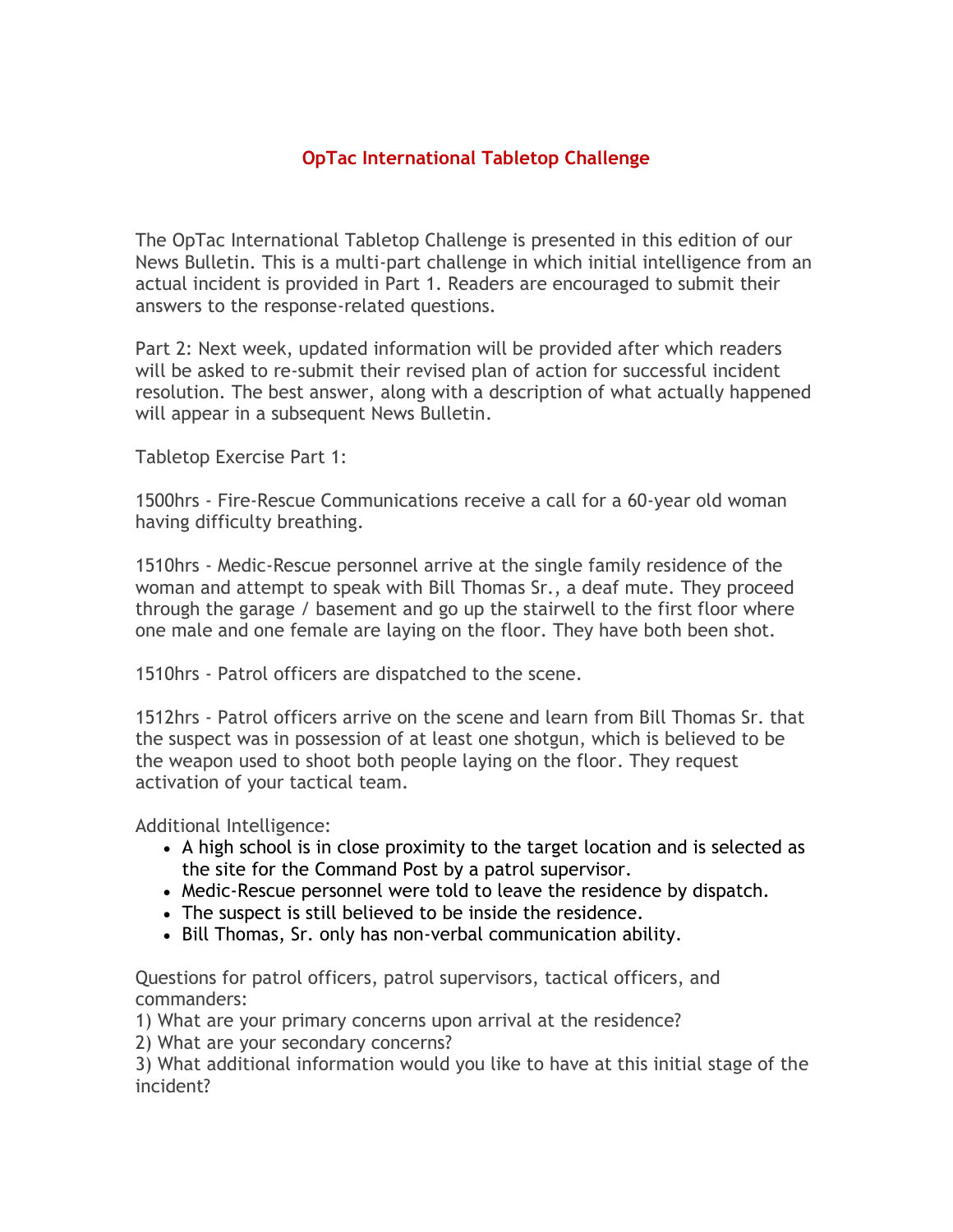# OpTac International Tabletop Challenge

The OpTac International Tabletop Challenge is presented in this edition of our News Bulletin. This is a multi-part challenge in which initial intelligence from an actual incident is provided in Part 1. Readers are encouraged to submit their answers to the response-related questions.

Part 2: Next week, updated information will be provided after which readers will be asked to re-submit their revised plan of action for successful incident resolution. The best answer, along with a description of what actually happened will appear in a subsequent News Bulletin.

Tabletop Exercise Part 1:

1500hrs - Fire-Rescue Communications receive a call for a 60-year old woman having difficulty breathing.

1510hrs - Medic-Rescue personnel arrive at the single family residence of the woman and attempt to speak with Bill Thomas Sr., a deaf mute. They proceed through the garage / basement and go up the stairwell to the first floor where one male and one female are laying on the floor. They have both been shot.

1510hrs - Patrol officers are dispatched to the scene.

1512hrs - Patrol officers arrive on the scene and learn from Bill Thomas Sr. that the suspect was in possession of at least one shotgun, which is believed to be the weapon used to shoot both people laying on the floor. They request activation of your tactical team.

Additional Intelligence:

- A high school is in close proximity to the target location and is selected as the site for the Command Post by a patrol supervisor.
- Medic-Rescue personnel were told to leave the residence by dispatch.
- The suspect is still believed to be inside the residence.
- Bill Thomas, Sr. only has non-verbal communication ability.

Questions for patrol officers, patrol supervisors, tactical officers, and commanders:
1) What are your primary concerns upon arrival at the residence?
2) What are your secondary concerns?
3) What additional information would you like to have at this initial stage of the incident?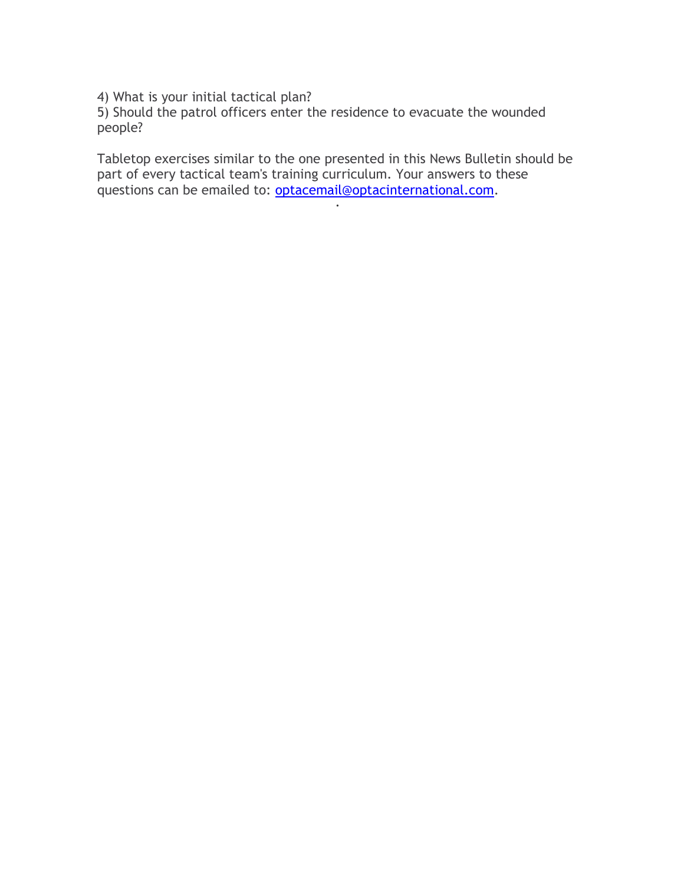4) What is your initial tactical plan?
5) Should the patrol officers enter the residence to evacuate the wounded people?

Tabletop exercises similar to the one presented in this News Bulletin should be part of every tactical team's training curriculum. Your answers to these questions can be emailed to: [optacemail@optacinternational.com](mailto:optacemail@optacinternational.com).